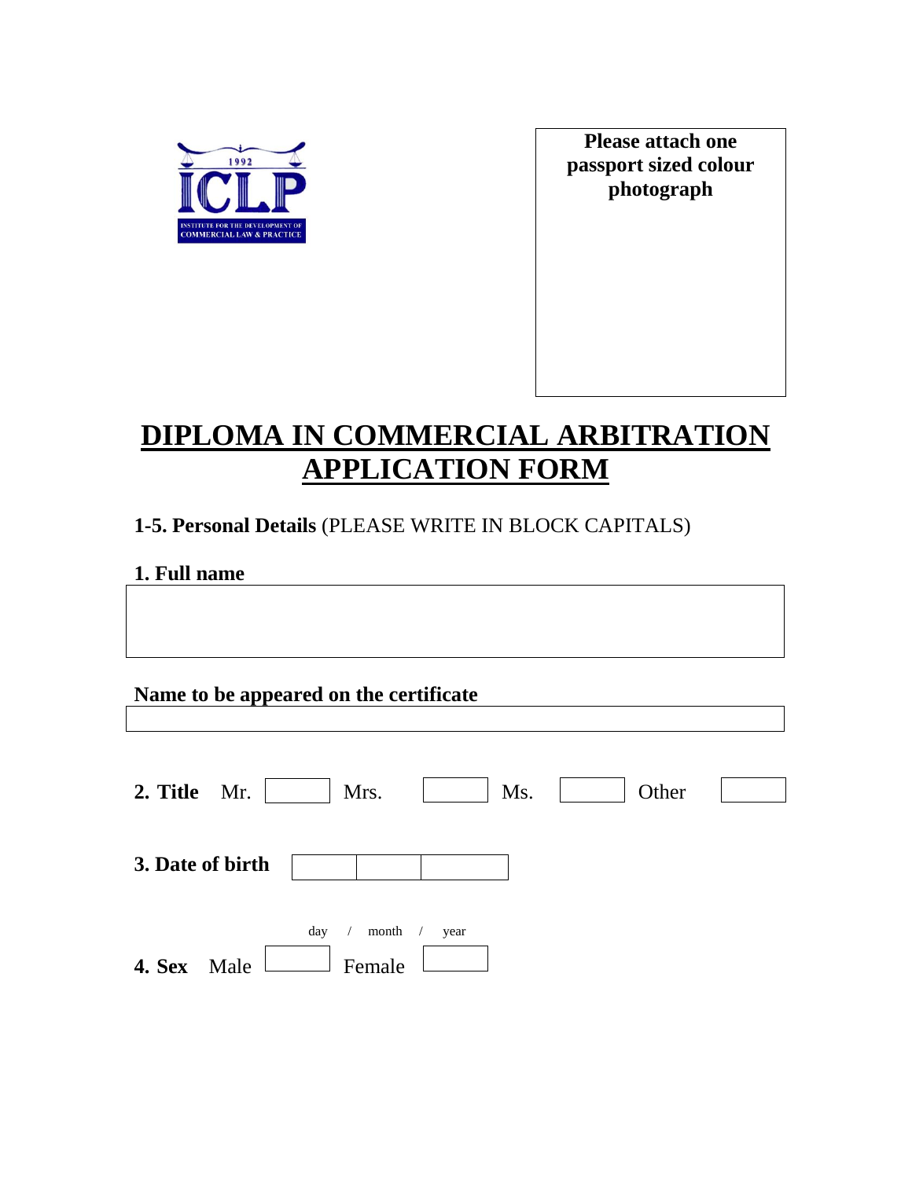1992

ICLP

INSTITUTE FOR THE DEVELOPMENT OF COMMERCIAL LAW & PRACTICE

**Please attach one passport sized colour photograph**

# DIPLOMA IN COMMERCIAL ARBITRATION APPLICATION FORM

**1-5. Personal Details** (PLEASE WRITE IN BLOCK CAPITALS)

**1. Full name**

| |
|---|
| |

**Name to be appeared on the certificate**

| |
|---|
| |

**2. Title** Mr. ☐ Mrs. ☐ Ms. ☐ Other ☐

**3. Date of birth** ☐ / ☐ / ☐

day / month / year

**4. Sex** Male ☐ Female ☐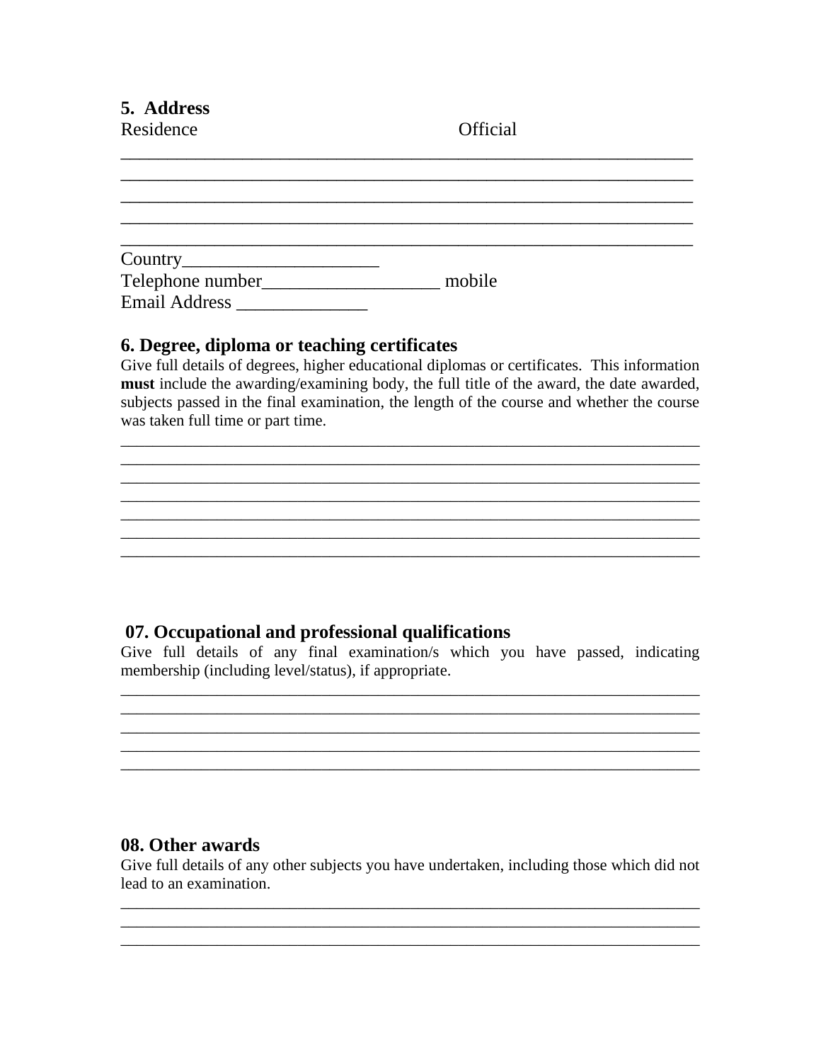### 5. Address

Residence Official

_______________________________________________________________
_______________________________________________________________
_______________________________________________________________
_______________________________________________________________
_______________________________________________________________

Country_____________________

Telephone number___________________ mobile

Email Address ______________

### 6. Degree, diploma or teaching certificates

Give full details of degrees, higher educational diplomas or certificates. This information **must** include the awarding/examining body, the full title of the award, the date awarded, subjects passed in the final examination, the length of the course and whether the course was taken full time or part time.

_______________________________________________________________
_______________________________________________________________
_______________________________________________________________
_______________________________________________________________
_______________________________________________________________
_______________________________________________________________
_______________________________________________________________

### 07. Occupational and professional qualifications

Give full details of any final examination/s which you have passed, indicating membership (including level/status), if appropriate.

_______________________________________________________________
_______________________________________________________________
_______________________________________________________________
_______________________________________________________________
_______________________________________________________________

### 08. Other awards

Give full details of any other subjects you have undertaken, including those which did not lead to an examination.

_______________________________________________________________
_______________________________________________________________
_______________________________________________________________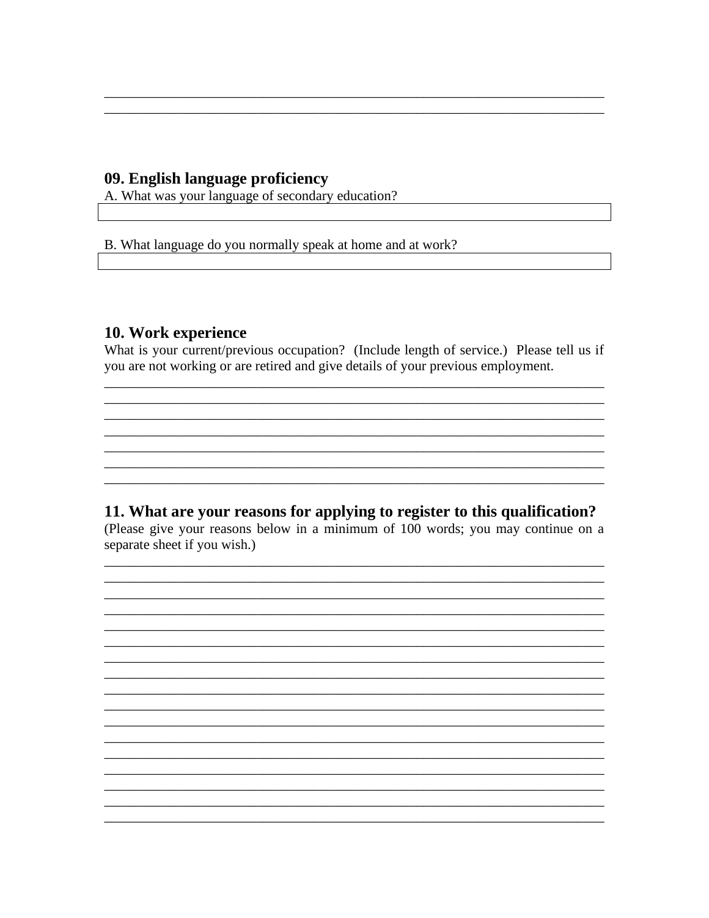\_\_\_\_\_\_\_\_\_\_\_\_\_\_\_\_\_\_\_\_\_\_\_\_\_\_\_\_\_\_\_\_\_\_\_\_\_\_\_\_\_\_\_\_\_\_\_\_\_\_\_\_\_\_\_\_\_\_\_\_\_\_\_\_\_\_\_\_\_\_\_\_
\_\_\_\_\_\_\_\_\_\_\_\_\_\_\_\_\_\_\_\_\_\_\_\_\_\_\_\_\_\_\_\_\_\_\_\_\_\_\_\_\_\_\_\_\_\_\_\_\_\_\_\_\_\_\_\_\_\_\_\_\_\_\_\_\_\_\_\_\_\_\_\_

## 09. English language proficiency

A. What was your language of secondary education?

| |
|---|
| |

B. What language do you normally speak at home and at work?

| |
|---|
| |

## 10. Work experience

What is your current/previous occupation? (Include length of service.) Please tell us if you are not working or are retired and give details of your previous employment.

\_\_\_\_\_\_\_\_\_\_\_\_\_\_\_\_\_\_\_\_\_\_\_\_\_\_\_\_\_\_\_\_\_\_\_\_\_\_\_\_\_\_\_\_\_\_\_\_\_\_\_\_\_\_\_\_\_\_\_\_\_\_\_\_\_\_\_\_\_\_\_\_
\_\_\_\_\_\_\_\_\_\_\_\_\_\_\_\_\_\_\_\_\_\_\_\_\_\_\_\_\_\_\_\_\_\_\_\_\_\_\_\_\_\_\_\_\_\_\_\_\_\_\_\_\_\_\_\_\_\_\_\_\_\_\_\_\_\_\_\_\_\_\_\_
\_\_\_\_\_\_\_\_\_\_\_\_\_\_\_\_\_\_\_\_\_\_\_\_\_\_\_\_\_\_\_\_\_\_\_\_\_\_\_\_\_\_\_\_\_\_\_\_\_\_\_\_\_\_\_\_\_\_\_\_\_\_\_\_\_\_\_\_\_\_\_\_
\_\_\_\_\_\_\_\_\_\_\_\_\_\_\_\_\_\_\_\_\_\_\_\_\_\_\_\_\_\_\_\_\_\_\_\_\_\_\_\_\_\_\_\_\_\_\_\_\_\_\_\_\_\_\_\_\_\_\_\_\_\_\_\_\_\_\_\_\_\_\_\_
\_\_\_\_\_\_\_\_\_\_\_\_\_\_\_\_\_\_\_\_\_\_\_\_\_\_\_\_\_\_\_\_\_\_\_\_\_\_\_\_\_\_\_\_\_\_\_\_\_\_\_\_\_\_\_\_\_\_\_\_\_\_\_\_\_\_\_\_\_\_\_\_
\_\_\_\_\_\_\_\_\_\_\_\_\_\_\_\_\_\_\_\_\_\_\_\_\_\_\_\_\_\_\_\_\_\_\_\_\_\_\_\_\_\_\_\_\_\_\_\_\_\_\_\_\_\_\_\_\_\_\_\_\_\_\_\_\_\_\_\_\_\_\_\_
\_\_\_\_\_\_\_\_\_\_\_\_\_\_\_\_\_\_\_\_\_\_\_\_\_\_\_\_\_\_\_\_\_\_\_\_\_\_\_\_\_\_\_\_\_\_\_\_\_\_\_\_\_\_\_\_\_\_\_\_\_\_\_\_\_\_\_\_\_\_\_\_

## 11. What are your reasons for applying to register to this qualification?

(Please give your reasons below in a minimum of 100 words; you may continue on a separate sheet if you wish.)

\_\_\_\_\_\_\_\_\_\_\_\_\_\_\_\_\_\_\_\_\_\_\_\_\_\_\_\_\_\_\_\_\_\_\_\_\_\_\_\_\_\_\_\_\_\_\_\_\_\_\_\_\_\_\_\_\_\_\_\_\_\_\_\_\_\_\_\_\_\_\_\_
\_\_\_\_\_\_\_\_\_\_\_\_\_\_\_\_\_\_\_\_\_\_\_\_\_\_\_\_\_\_\_\_\_\_\_\_\_\_\_\_\_\_\_\_\_\_\_\_\_\_\_\_\_\_\_\_\_\_\_\_\_\_\_\_\_\_\_\_\_\_\_\_
\_\_\_\_\_\_\_\_\_\_\_\_\_\_\_\_\_\_\_\_\_\_\_\_\_\_\_\_\_\_\_\_\_\_\_\_\_\_\_\_\_\_\_\_\_\_\_\_\_\_\_\_\_\_\_\_\_\_\_\_\_\_\_\_\_\_\_\_\_\_\_\_
\_\_\_\_\_\_\_\_\_\_\_\_\_\_\_\_\_\_\_\_\_\_\_\_\_\_\_\_\_\_\_\_\_\_\_\_\_\_\_\_\_\_\_\_\_\_\_\_\_\_\_\_\_\_\_\_\_\_\_\_\_\_\_\_\_\_\_\_\_\_\_\_
\_\_\_\_\_\_\_\_\_\_\_\_\_\_\_\_\_\_\_\_\_\_\_\_\_\_\_\_\_\_\_\_\_\_\_\_\_\_\_\_\_\_\_\_\_\_\_\_\_\_\_\_\_\_\_\_\_\_\_\_\_\_\_\_\_\_\_\_\_\_\_\_
\_\_\_\_\_\_\_\_\_\_\_\_\_\_\_\_\_\_\_\_\_\_\_\_\_\_\_\_\_\_\_\_\_\_\_\_\_\_\_\_\_\_\_\_\_\_\_\_\_\_\_\_\_\_\_\_\_\_\_\_\_\_\_\_\_\_\_\_\_\_\_\_
\_\_\_\_\_\_\_\_\_\_\_\_\_\_\_\_\_\_\_\_\_\_\_\_\_\_\_\_\_\_\_\_\_\_\_\_\_\_\_\_\_\_\_\_\_\_\_\_\_\_\_\_\_\_\_\_\_\_\_\_\_\_\_\_\_\_\_\_\_\_\_\_
\_\_\_\_\_\_\_\_\_\_\_\_\_\_\_\_\_\_\_\_\_\_\_\_\_\_\_\_\_\_\_\_\_\_\_\_\_\_\_\_\_\_\_\_\_\_\_\_\_\_\_\_\_\_\_\_\_\_\_\_\_\_\_\_\_\_\_\_\_\_\_\_
\_\_\_\_\_\_\_\_\_\_\_\_\_\_\_\_\_\_\_\_\_\_\_\_\_\_\_\_\_\_\_\_\_\_\_\_\_\_\_\_\_\_\_\_\_\_\_\_\_\_\_\_\_\_\_\_\_\_\_\_\_\_\_\_\_\_\_\_\_\_\_\_
\_\_\_\_\_\_\_\_\_\_\_\_\_\_\_\_\_\_\_\_\_\_\_\_\_\_\_\_\_\_\_\_\_\_\_\_\_\_\_\_\_\_\_\_\_\_\_\_\_\_\_\_\_\_\_\_\_\_\_\_\_\_\_\_\_\_\_\_\_\_\_\_
\_\_\_\_\_\_\_\_\_\_\_\_\_\_\_\_\_\_\_\_\_\_\_\_\_\_\_\_\_\_\_\_\_\_\_\_\_\_\_\_\_\_\_\_\_\_\_\_\_\_\_\_\_\_\_\_\_\_\_\_\_\_\_\_\_\_\_\_\_\_\_\_
\_\_\_\_\_\_\_\_\_\_\_\_\_\_\_\_\_\_\_\_\_\_\_\_\_\_\_\_\_\_\_\_\_\_\_\_\_\_\_\_\_\_\_\_\_\_\_\_\_\_\_\_\_\_\_\_\_\_\_\_\_\_\_\_\_\_\_\_\_\_\_\_
\_\_\_\_\_\_\_\_\_\_\_\_\_\_\_\_\_\_\_\_\_\_\_\_\_\_\_\_\_\_\_\_\_\_\_\_\_\_\_\_\_\_\_\_\_\_\_\_\_\_\_\_\_\_\_\_\_\_\_\_\_\_\_\_\_\_\_\_\_\_\_\_
\_\_\_\_\_\_\_\_\_\_\_\_\_\_\_\_\_\_\_\_\_\_\_\_\_\_\_\_\_\_\_\_\_\_\_\_\_\_\_\_\_\_\_\_\_\_\_\_\_\_\_\_\_\_\_\_\_\_\_\_\_\_\_\_\_\_\_\_\_\_\_\_
\_\_\_\_\_\_\_\_\_\_\_\_\_\_\_\_\_\_\_\_\_\_\_\_\_\_\_\_\_\_\_\_\_\_\_\_\_\_\_\_\_\_\_\_\_\_\_\_\_\_\_\_\_\_\_\_\_\_\_\_\_\_\_\_\_\_\_\_\_\_\_\_
\_\_\_\_\_\_\_\_\_\_\_\_\_\_\_\_\_\_\_\_\_\_\_\_\_\_\_\_\_\_\_\_\_\_\_\_\_\_\_\_\_\_\_\_\_\_\_\_\_\_\_\_\_\_\_\_\_\_\_\_\_\_\_\_\_\_\_\_\_\_\_\_
\_\_\_\_\_\_\_\_\_\_\_\_\_\_\_\_\_\_\_\_\_\_\_\_\_\_\_\_\_\_\_\_\_\_\_\_\_\_\_\_\_\_\_\_\_\_\_\_\_\_\_\_\_\_\_\_\_\_\_\_\_\_\_\_\_\_\_\_\_\_\_\_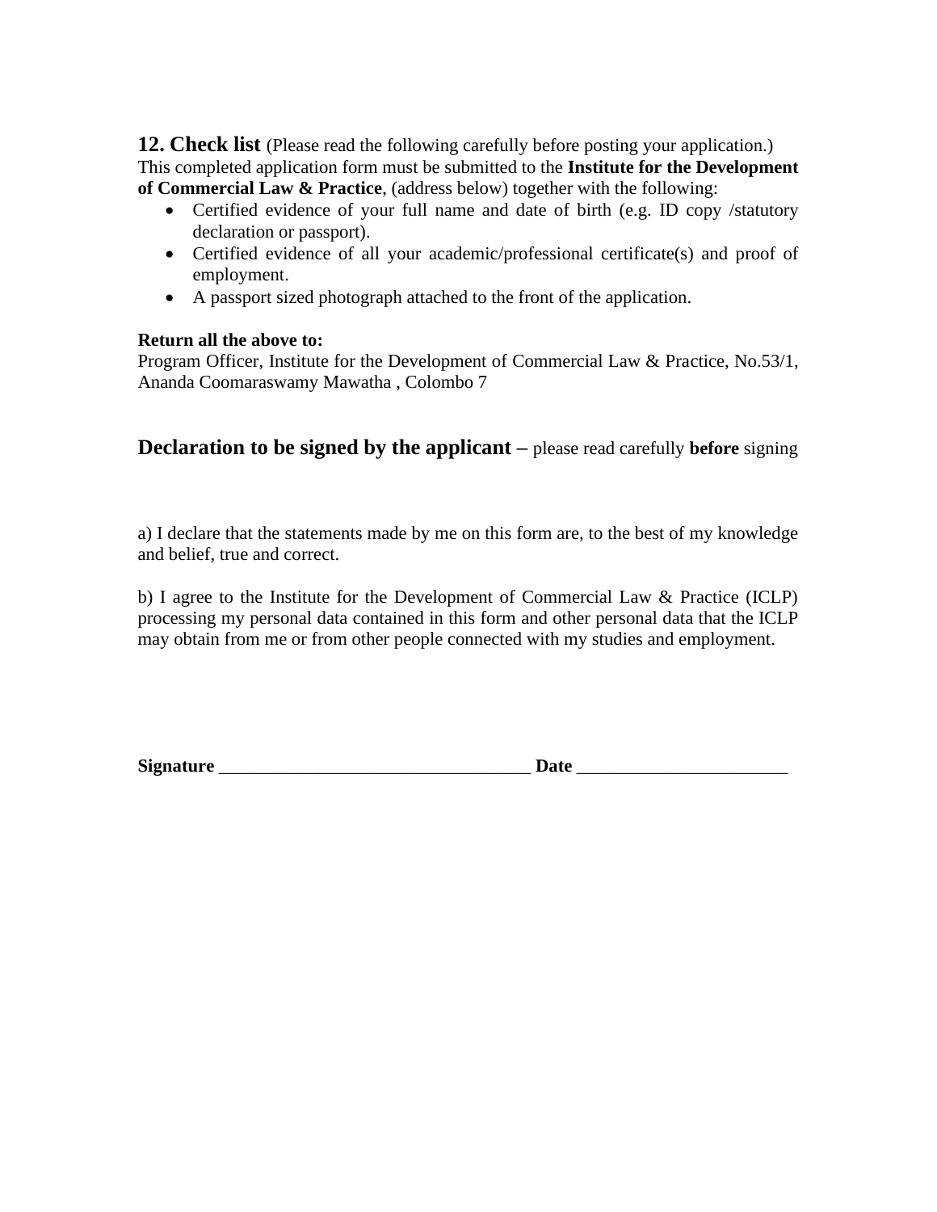**12. Check list** (Please read the following carefully before posting your application.)

This completed application form must be submitted to the **Institute for the Development of Commercial Law & Practice**, (address below) together with the following:

- Certified evidence of your full name and date of birth (e.g. ID copy /statutory declaration or passport).
- Certified evidence of all your academic/professional certificate(s) and proof of employment.
- A passport sized photograph attached to the front of the application.

**Return all the above to:**

Program Officer, Institute for the Development of Commercial Law & Practice, No.53/1, Ananda Coomaraswamy Mawatha , Colombo 7

**Declaration to be signed by the applicant –** please read carefully **before** signing

a) I declare that the statements made by me on this form are, to the best of my knowledge and belief, true and correct.

b) I agree to the Institute for the Development of Commercial Law & Practice (ICLP) processing my personal data contained in this form and other personal data that the ICLP may obtain from me or from other people connected with my studies and employment.

**Signature** __________________________________ **Date** _______________________